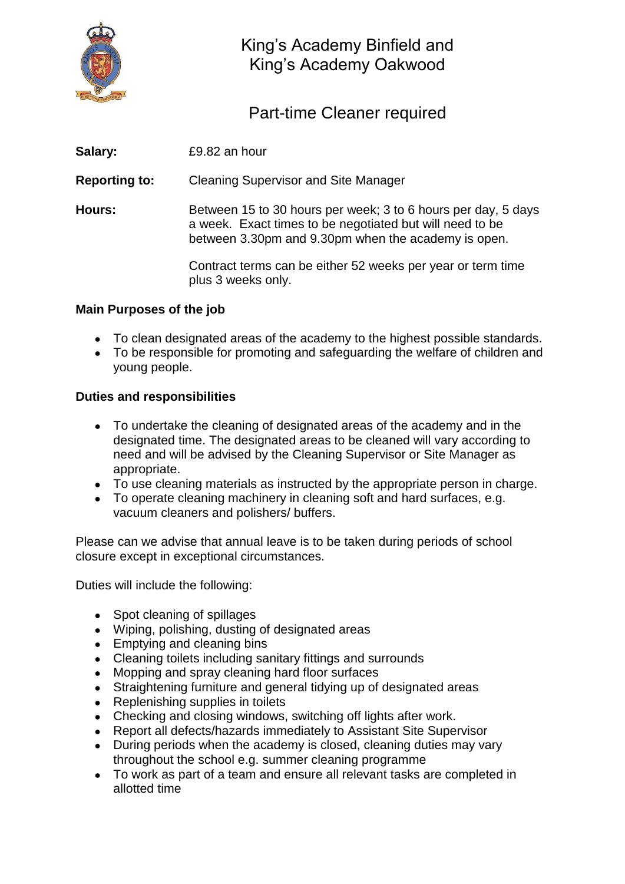# King's Academy Binfield and King's Academy Oakwood

## Part-time Cleaner required

**Salary:** £9.82 an hour

**Reporting to:** Cleaning Supervisor and Site Manager

**Hours:** Between 15 to 30 hours per week; 3 to 6 hours per day, 5 days a week. Exact times to be negotiated but will need to be between 3.30pm and 9.30pm when the academy is open.

Contract terms can be either 52 weeks per year or term time plus 3 weeks only.

**Main Purposes of the job**

- To clean designated areas of the academy to the highest possible standards.
- To be responsible for promoting and safeguarding the welfare of children and young people.

**Duties and responsibilities**

- To undertake the cleaning of designated areas of the academy and in the designated time. The designated areas to be cleaned will vary according to need and will be advised by the Cleaning Supervisor or Site Manager as appropriate.
- To use cleaning materials as instructed by the appropriate person in charge.
- To operate cleaning machinery in cleaning soft and hard surfaces, e.g. vacuum cleaners and polishers/ buffers.

Please can we advise that annual leave is to be taken during periods of school closure except in exceptional circumstances.

Duties will include the following:

- Spot cleaning of spillages
- Wiping, polishing, dusting of designated areas
- Emptying and cleaning bins
- Cleaning toilets including sanitary fittings and surrounds
- Mopping and spray cleaning hard floor surfaces
- Straightening furniture and general tidying up of designated areas
- Replenishing supplies in toilets
- Checking and closing windows, switching off lights after work.
- Report all defects/hazards immediately to Assistant Site Supervisor
- During periods when the academy is closed, cleaning duties may vary throughout the school e.g. summer cleaning programme
- To work as part of a team and ensure all relevant tasks are completed in allotted time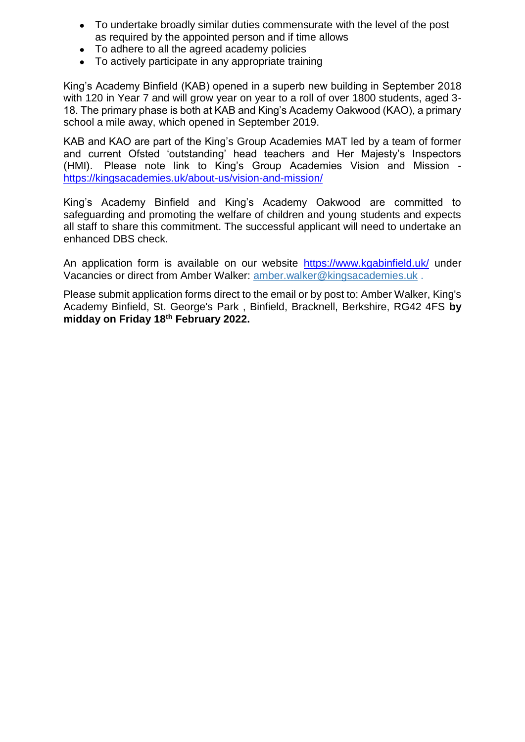- To undertake broadly similar duties commensurate with the level of the post as required by the appointed person and if time allows
- To adhere to all the agreed academy policies
- To actively participate in any appropriate training

King's Academy Binfield (KAB) opened in a superb new building in September 2018 with 120 in Year 7 and will grow year on year to a roll of over 1800 students, aged 3-18. The primary phase is both at KAB and King's Academy Oakwood (KAO), a primary school a mile away, which opened in September 2019.

KAB and KAO are part of the King's Group Academies MAT led by a team of former and current Ofsted 'outstanding' head teachers and Her Majesty's Inspectors (HMI). Please note link to King's Group Academies Vision and Mission - https://kingsacademies.uk/about-us/vision-and-mission/

King's Academy Binfield and King's Academy Oakwood are committed to safeguarding and promoting the welfare of children and young students and expects all staff to share this commitment. The successful applicant will need to undertake an enhanced DBS check.

An application form is available on our website https://www.kgabinfield.uk/ under Vacancies or direct from Amber Walker: amber.walker@kingsacademies.uk .

Please submit application forms direct to the email or by post to: Amber Walker, King's Academy Binfield, St. George's Park , Binfield, Bracknell, Berkshire, RG42 4FS **by midday on Friday 18th February 2022.**